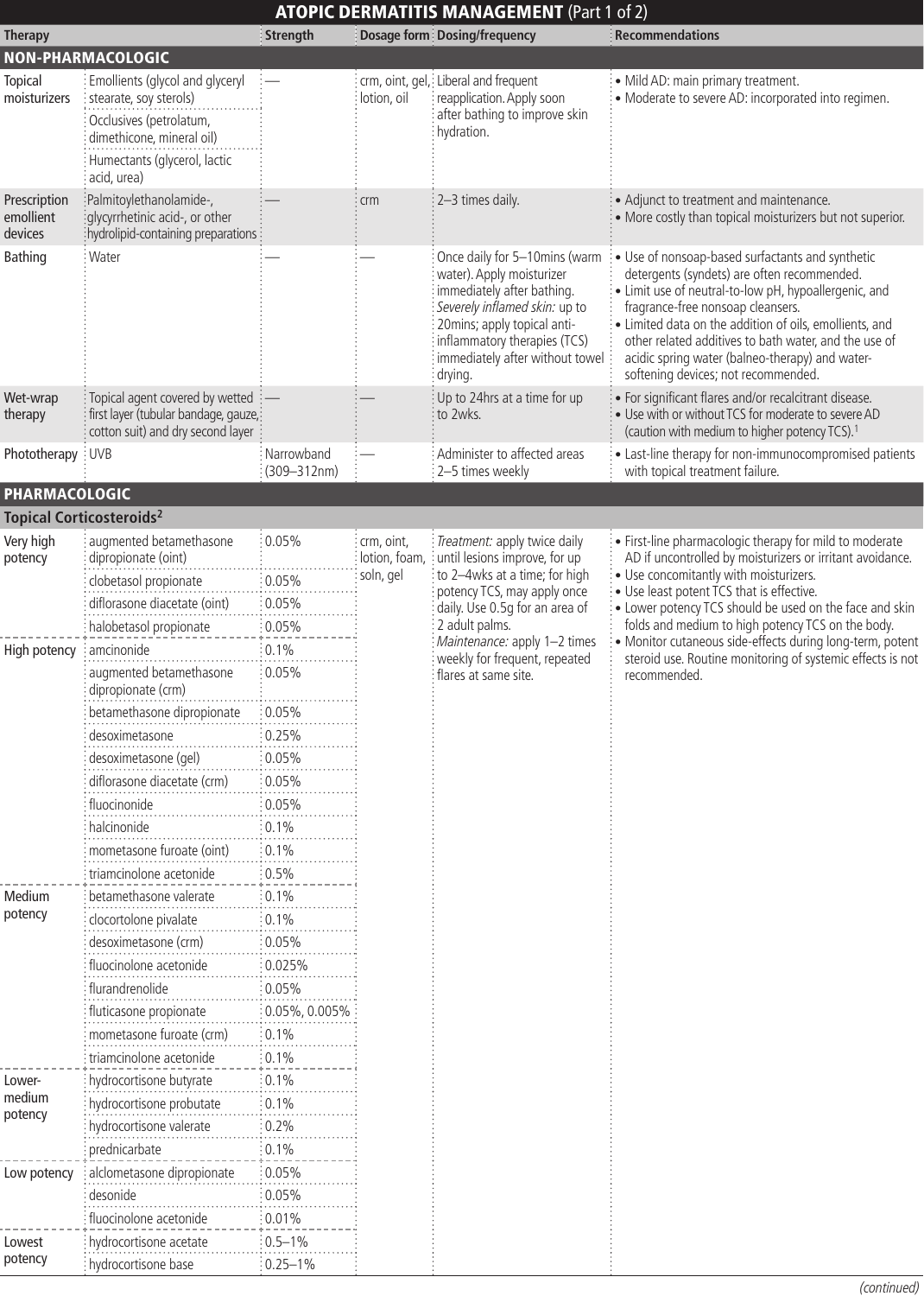# ATOPIC DERMATITIS MANAGEMENT (Part 1 of 2)

| Therapy | | Strength | Dosage form | Dosing/frequency | Recommendations |
|---|---|---|---|---|---|
| **NON-PHARMACOLOGIC** | | | | | |
| Topical moisturizers | Emollients (glycol and glyceryl stearate, soy sterols) | — | crm, oint, gel, lotion, oil | Liberal and frequent reapplication. Apply soon after bathing to improve skin hydration. | • Mild AD: main primary treatment.<br>• Moderate to severe AD: incorporated into regimen. |
| | Occlusives (petrolatum, dimethicone, mineral oil) | | | | |
| | Humectants (glycerol, lactic acid, urea) | | | | |
| Prescription emollient devices | Palmitoylethanolamide-, glycyrrhetinic acid-, or other hydrolipid-containing preparations | — | crm | 2–3 times daily. | • Adjunct to treatment and maintenance.<br>• More costly than topical moisturizers but not superior. |
| Bathing | Water | — | — | Once daily for 5–10mins (warm water). Apply moisturizer immediately after bathing. *Severely inflamed skin:* up to 20mins; apply topical anti-inflammatory therapies (TCS) immediately after without towel drying. | • Use of nonsoap-based surfactants and synthetic detergents (syndets) are often recommended.<br>• Limit use of neutral-to-low pH, hypoallergenic, and fragrance-free nonsoap cleansers.<br>• Limited data on the addition of oils, emollients, and other related additives to bath water, and the use of acidic spring water (balneo-therapy) and water-softening devices; not recommended. |
| Wet-wrap therapy | Topical agent covered by wetted first layer (tubular bandage, gauze, cotton suit) and dry second layer | — | — | Up to 24hrs at a time for up to 2wks. | • For significant flares and/or recalcitrant disease.<br>• Use with or without TCS for moderate to severe AD (caution with medium to higher potency TCS).[1] |
| Phototherapy | UVB | Narrowband (309–312nm) | — | Administer to affected areas 2–5 times weekly | • Last-line therapy for non-immunocompromised patients with topical treatment failure. |
| **PHARMACOLOGIC** | | | | | |
| **Topical Corticosteroids[2]** | | | | | |
| Very high potency | augmented betamethasone dipropionate (oint) | 0.05% | crm, oint, lotion, foam, soln, gel | *Treatment:* apply twice daily until lesions improve, for up to 2–4wks at a time; for high potency TCS, may apply once daily. Use 0.5g for an area of 2 adult palms.<br>*Maintenance:* apply 1–2 times weekly for frequent, repeated flares at same site. | • First-line pharmacologic therapy for mild to moderate AD if uncontrolled by moisturizers or irritant avoidance.<br>• Use concomitantly with moisturizers.<br>• Use least potent TCS that is effective.<br>• Lower potency TCS should be used on the face and skin folds and medium to high potency TCS on the body.<br>• Monitor cutaneous side-effects during long-term, potent steroid use. Routine monitoring of systemic effects is not recommended. |
| | clobetasol propionate | 0.05% | | | |
| | diflorasone diacetate (oint) | 0.05% | | | |
| | halobetasol propionate | 0.05% | | | |
| High potency | amcinonide | 0.1% | | | |
| | augmented betamethasone dipropionate (crm) | 0.05% | | | |
| | betamethasone dipropionate | 0.05% | | | |
| | desoximetasone | 0.25% | | | |
| | desoximetasone (gel) | 0.05% | | | |
| | diflorasone diacetate (crm) | 0.05% | | | |
| | fluocinonide | 0.05% | | | |
| | halcinonide | 0.1% | | | |
| | mometasone furoate (oint) | 0.1% | | | |
| | triamcinolone acetonide | 0.5% | | | |
| Medium potency | betamethasone valerate | 0.1% | | | |
| | clocortolone pivalate | 0.1% | | | |
| | desoximetasone (crm) | 0.05% | | | |
| | fluocinolone acetonide | 0.025% | | | |
| | flurandrenolide | 0.05% | | | |
| | fluticasone propionate | 0.05%, 0.005% | | | |
| | mometasone furoate (crm) | 0.1% | | | |
| | triamcinolone acetonide | 0.1% | | | |
| Lower-medium potency | hydrocortisone butyrate | 0.1% | | | |
| | hydrocortisone probutate | 0.1% | | | |
| | hydrocortisone valerate | 0.2% | | | |
| | prednicarbate | 0.1% | | | |
| Low potency | alclometasone dipropionate | 0.05% | | | |
| | desonide | 0.05% | | | |
| | fluocinolone acetonide | 0.01% | | | |
| Lowest potency | hydrocortisone acetate | 0.5–1% | | | |
| | hydrocortisone base | 0.25–1% | | | |

*(continued)*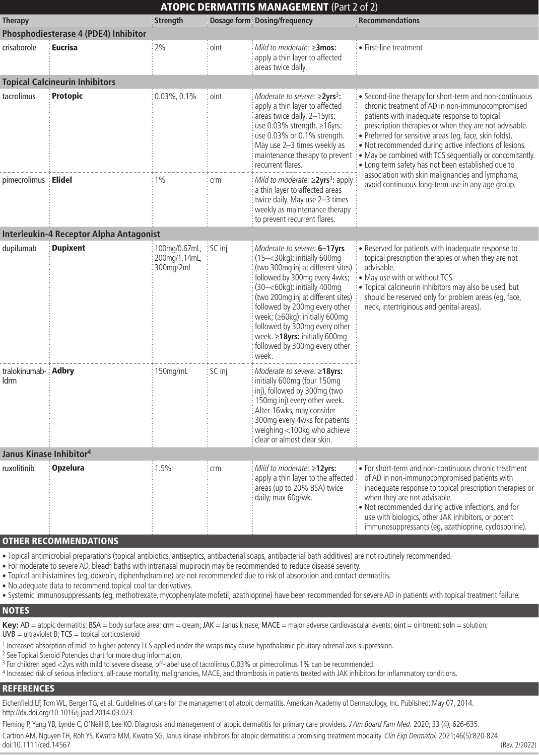# ATOPIC DERMATITIS MANAGEMENT (Part 2 of 2)

| Therapy | | Strength | Dosage form | Dosing/frequency | Recommendations |
|---|---|---|---|---|---|
| **Phosphodiesterase 4 (PDE4) Inhibitor** | | | | | |
| crisaborole | **Eucrisa** | 2% | oint | *Mild to moderate:* **≥3mos:** apply a thin layer to affected areas twice daily. | • First-line treatment |
| **Topical Calcineurin Inhibitors** | | | | | |
| tacrolimus | **Protopic** | 0.03%, 0.1% | oint | *Moderate to severe:* ≥**2yrs**[3]**:** apply a thin layer to affected areas twice daily. 2–15yrs: use 0.03% strength. ≥16yrs: use 0.03% or 0.1% strength. May use 2–3 times weekly as maintenance therapy to prevent recurrent flares. | • Second-line therapy for short-term and non-continuous chronic treatment of AD in non-immunocompromised patients with inadequate response to topical prescription therapies or when they are not advisable. • Preferred for sensitive areas (eg, face, skin folds). • Not recommended during active infections of lesions. • May be combined with TCS sequentially or concomitantly. • Long term safety has not been established due to association with skin malignancies and lymphoma; avoid continuous long-term use in any age group. |
| pimecrolimus | **Elidel** | 1% | crm | *Mild to moderate:* ≥**2yrs**[3]**:** apply a thin layer to affected areas twice daily. May use 2–3 times weekly as maintenance therapy to prevent recurrent flares. | |
| **Interleukin-4 Receptor Alpha Antagonist** | | | | | |
| dupilumab | **Dupixent** | 100mg/0.67mL, 200mg/1.14mL, 300mg/2mL | SC inj | *Moderate to severe:* **6–17yrs** (15–<30kg): initially 600mg (two 300mg inj at different sites) followed by 300mg every 4wks; (30–<60kg): initially 400mg (two 200mg inj at different sites) followed by 200mg every other week; (≥60kg): initially 600mg followed by 300mg every other week. ≥**18yrs:** initially 600mg followed by 300mg every other week. | • Reserved for patients with inadequate response to topical prescription therapies or when they are not advisable. • May use with or without TCS. • Topical calcineurin inhibitors may also be used, but should be reserved only for problem areas (eg, face, neck, intertriginous and genital areas). |
| tralokinumab-ldrm | **Adbry** | 150mg/mL | SC inj | *Moderate to severe:* ≥**18yrs:** initially 600mg (four 150mg inj), followed by 300mg (two 150mg inj) every other week. After 16wks, may consider 300mg every 4wks for patients weighing <100kg who achieve clear or almost clear skin. | |
| **Janus Kinase Inhibitor**[4] | | | | | |
| ruxolitinib | **Opzelura** | 1.5% | crm | *Mild to moderate:* ≥**12yrs:** apply a thin layer to the affected areas (up to 20% BSA) twice daily; max 60g/wk. | • For short-term and non-continuous chronic treatment of AD in non-immunocompromised patients with inadequate response to topical prescription therapies or when they are not advisable. • Not recommended during active infections, and for use with biologics, other JAK inhibitors, or potent immunosuppressants (eg, azathioprine, cyclosporine). |

## OTHER RECOMMENDATIONS

- Topical antimicrobial preparations (topical antibiotics, antiseptics, antibacterial soaps, antibacterial bath additives) are not routinely recommended.
- For moderate to severe AD, bleach baths with intranasal mupirocin may be recommended to reduce disease severity.
- Topical antihistamines (eg, doxepin, diphenhydramine) are not recommended due to risk of absorption and contact dermatitis.
- No adequate data to recommend topical coal tar derivatives.
- Systemic immunosuppressants (eg, methotrexate, mycophenylate mofetil, azathioprine) have been recommended for severe AD in patients with topical treatment failure.

## NOTES

**Key:** AD = atopic dermatitis; BSA = body surface area; crm = cream; JAK = Janus kinase; MACE = major adverse cardiovascular events; oint = ointment; soln = solution; UVB = ultraviolet B; TCS = topical corticosteroid

[1] Increased absorption of mid- to higher-potency TCS applied under the wraps may cause hypothalamic-pituitary-adrenal axis suppression.

[2] See Topical Steroid Potencies chart for more drug information.

[3] For children aged <2yrs with mild to severe disease, off-label use of tacrolimus 0.03% or pimecrolimus 1% can be recommended.

[4] Increased risk of serious infections, all-cause mortality, malignancies, MACE, and thrombosis in patients treated with JAK inhibitors for inflammatory conditions.

## REFERENCES

Eichenfield LF, Tom WL, Berger TG, et al. Guidelines of care for the management of atopic dermatitis. American Academy of Dermatology, Inc. Published: May 07, 2014. http://dx.doi.org/10.1016/j.jaad.2014.03.023

Fleming P, Yang YB, Lynde C, O'Neill B, Lee KO. Diagnosis and management of atopic dermatitis for primary care providers. *J Am Board Fam Med.* 2020; 33 (4); 626-635.

Cartron AM, Nguyen TH, Roh YS, Kwatra MM, Kwatra SG. Janus kinase inhibitors for atopic dermatitis: a promising treatment modality. *Clin Exp Dermatol.* 2021;46(5):820-824. doi:10.1111/ced.14567

(Rev. 2/2022)